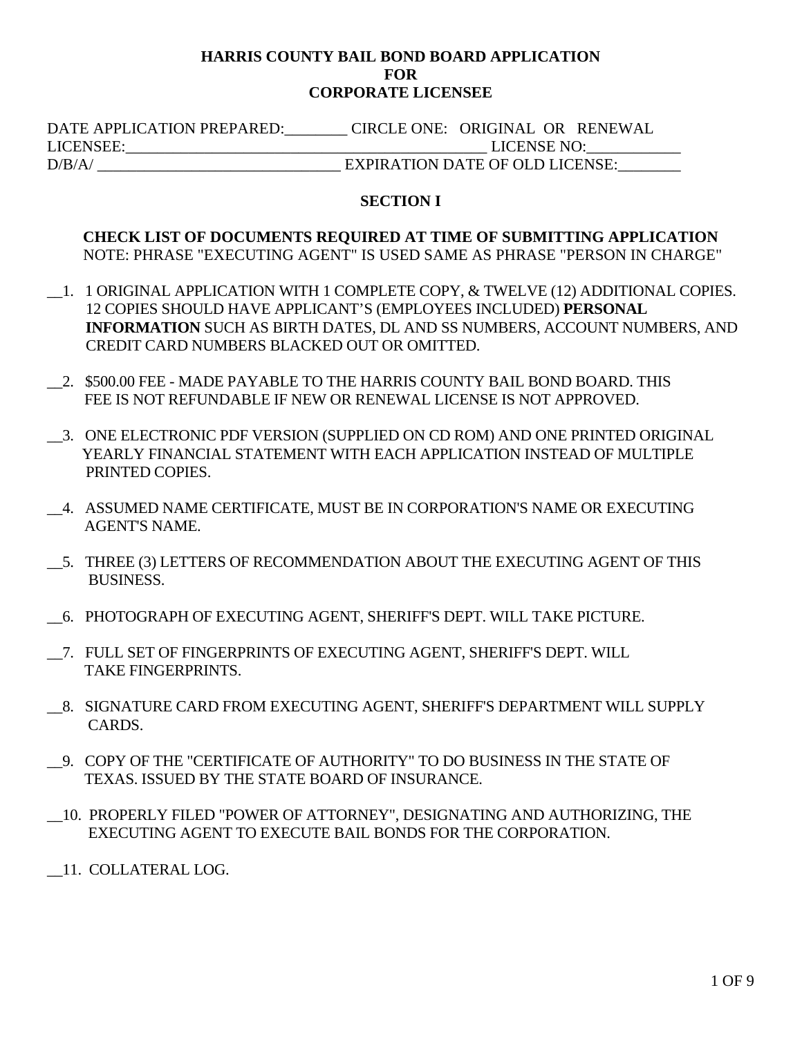# HARRIS COUNTY BAIL BOND BOARD APPLICATION FOR CORPORATE LICENSEE

DATE APPLICATION PREPARED:________ CIRCLE ONE: ORIGINAL OR RENEWAL
LICENSEE:_______________________________________________ LICENSE NO:____________
D/B/A/ _______________________________ EXPIRATION DATE OF OLD LICENSE:________

## SECTION I

**CHECK LIST OF DOCUMENTS REQUIRED AT TIME OF SUBMITTING APPLICATION**
NOTE: PHRASE "EXECUTING AGENT" IS USED SAME AS PHRASE "PERSON IN CHARGE"

__1. 1 ORIGINAL APPLICATION WITH 1 COMPLETE COPY, & TWELVE (12) ADDITIONAL COPIES. 12 COPIES SHOULD HAVE APPLICANT'S (EMPLOYEES INCLUDED) **PERSONAL INFORMATION** SUCH AS BIRTH DATES, DL AND SS NUMBERS, ACCOUNT NUMBERS, AND CREDIT CARD NUMBERS BLACKED OUT OR OMITTED.

__2. $500.00 FEE - MADE PAYABLE TO THE HARRIS COUNTY BAIL BOND BOARD. THIS FEE IS NOT REFUNDABLE IF NEW OR RENEWAL LICENSE IS NOT APPROVED.

__3. ONE ELECTRONIC PDF VERSION (SUPPLIED ON CD ROM) AND ONE PRINTED ORIGINAL YEARLY FINANCIAL STATEMENT WITH EACH APPLICATION INSTEAD OF MULTIPLE PRINTED COPIES.

__4. ASSUMED NAME CERTIFICATE, MUST BE IN CORPORATION'S NAME OR EXECUTING AGENT'S NAME.

__5. THREE (3) LETTERS OF RECOMMENDATION ABOUT THE EXECUTING AGENT OF THIS BUSINESS.

__6. PHOTOGRAPH OF EXECUTING AGENT, SHERIFF'S DEPT. WILL TAKE PICTURE.

__7. FULL SET OF FINGERPRINTS OF EXECUTING AGENT, SHERIFF'S DEPT. WILL TAKE FINGERPRINTS.

__8. SIGNATURE CARD FROM EXECUTING AGENT, SHERIFF'S DEPARTMENT WILL SUPPLY CARDS.

__9. COPY OF THE "CERTIFICATE OF AUTHORITY" TO DO BUSINESS IN THE STATE OF TEXAS. ISSUED BY THE STATE BOARD OF INSURANCE.

__10. PROPERLY FILED "POWER OF ATTORNEY", DESIGNATING AND AUTHORIZING, THE EXECUTING AGENT TO EXECUTE BAIL BONDS FOR THE CORPORATION.

__11. COLLATERAL LOG.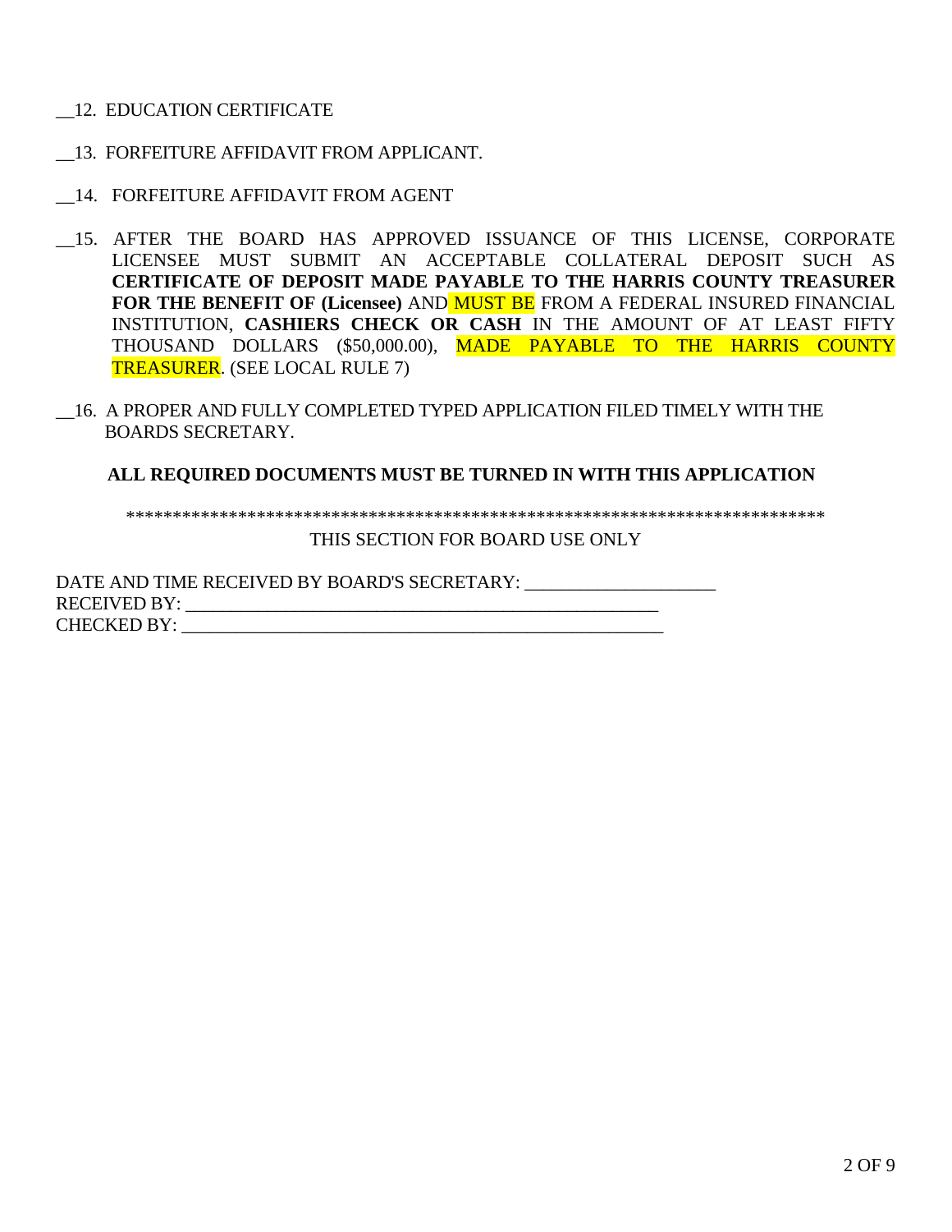__12. EDUCATION CERTIFICATE

__13. FORFEITURE AFFIDAVIT FROM APPLICANT.

__14. FORFEITURE AFFIDAVIT FROM AGENT

__15. AFTER THE BOARD HAS APPROVED ISSUANCE OF THIS LICENSE, CORPORATE LICENSEE MUST SUBMIT AN ACCEPTABLE COLLATERAL DEPOSIT SUCH AS **CERTIFICATE OF DEPOSIT MADE PAYABLE TO THE HARRIS COUNTY TREASURER FOR THE BENEFIT OF (Licensee)** AND MUST BE FROM A FEDERAL INSURED FINANCIAL INSTITUTION, **CASHIERS CHECK OR CASH** IN THE AMOUNT OF AT LEAST FIFTY THOUSAND DOLLARS ($50,000.00), MADE PAYABLE TO THE HARRIS COUNTY TREASURER. (SEE LOCAL RULE 7)

__16. A PROPER AND FULLY COMPLETED TYPED APPLICATION FILED TIMELY WITH THE BOARDS SECRETARY.

**ALL REQUIRED DOCUMENTS MUST BE TURNED IN WITH THIS APPLICATION**

*******************************************************************************

THIS SECTION FOR BOARD USE ONLY

DATE AND TIME RECEIVED BY BOARD'S SECRETARY: ____________________

RECEIVED BY: ____________________________________________________

CHECKED BY: _____________________________________________________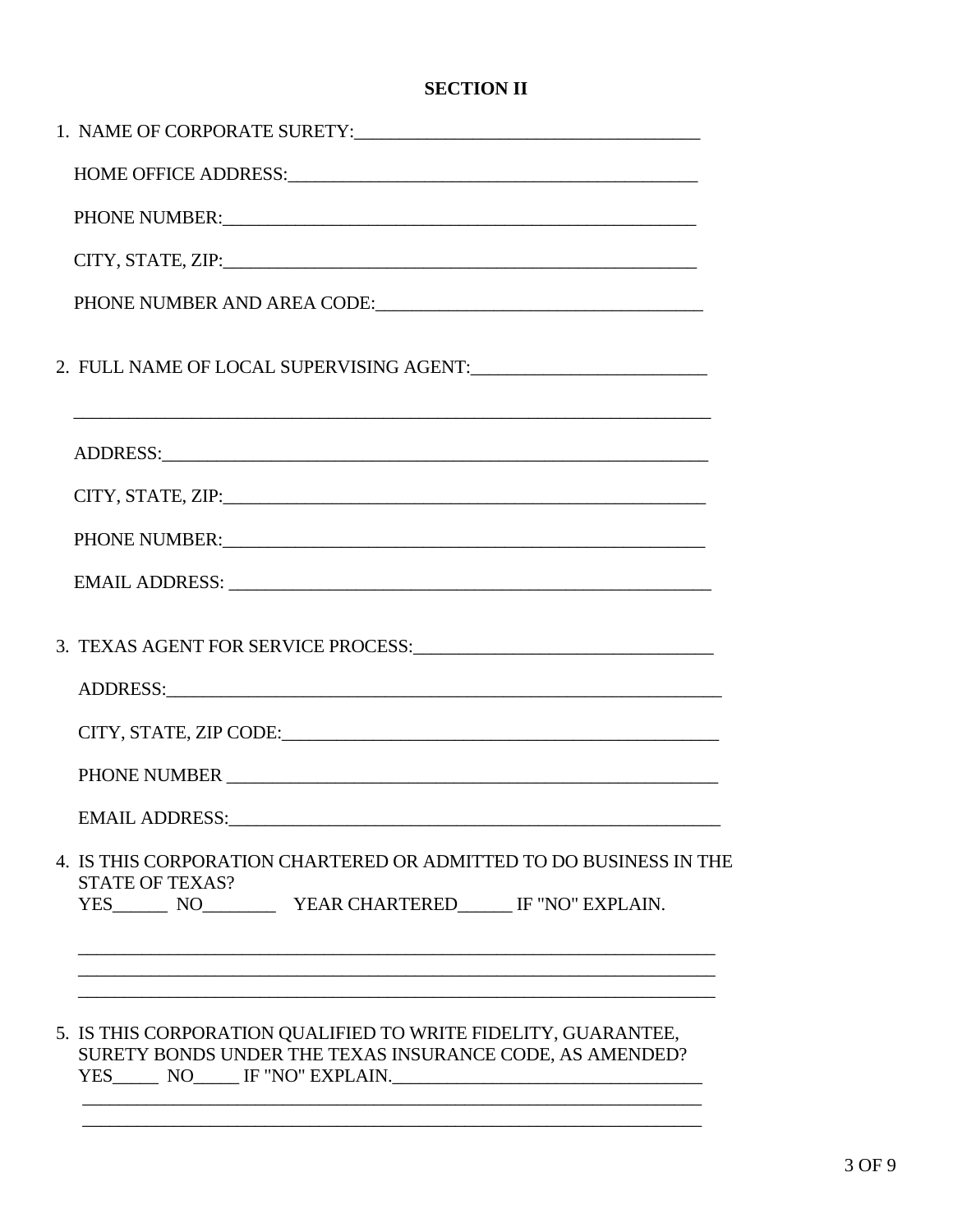## SECTION II

1. NAME OF CORPORATE SURETY:_____________________________________

   HOME OFFICE ADDRESS:____________________________________________

   PHONE NUMBER:__________________________________________________

   CITY, STATE, ZIP:_________________________________________________

   PHONE NUMBER AND AREA CODE:___________________________________

2. FULL NAME OF LOCAL SUPERVISING AGENT:_________________________

   ______________________________________________________________

   ADDRESS:_______________________________________________________

   CITY, STATE, ZIP:_________________________________________________

   PHONE NUMBER:__________________________________________________

   EMAIL ADDRESS: _________________________________________________

3. TEXAS AGENT FOR SERVICE PROCESS:_______________________________

   ADDRESS:_______________________________________________________

   CITY, STATE, ZIP CODE:_____________________________________________

   PHONE NUMBER __________________________________________________

   EMAIL ADDRESS:__________________________________________________

4. IS THIS CORPORATION CHARTERED OR ADMITTED TO DO BUSINESS IN THE STATE OF TEXAS?
   YES______ NO________ YEAR CHARTERED______ IF "NO" EXPLAIN.

   ______________________________________________________________
   ______________________________________________________________
   ______________________________________________________________

5. IS THIS CORPORATION QUALIFIED TO WRITE FIDELITY, GUARANTEE, SURETY BONDS UNDER THE TEXAS INSURANCE CODE, AS AMENDED?
   YES_____ NO_____ IF "NO" EXPLAIN.__________________________________
   ______________________________________________________________
   ______________________________________________________________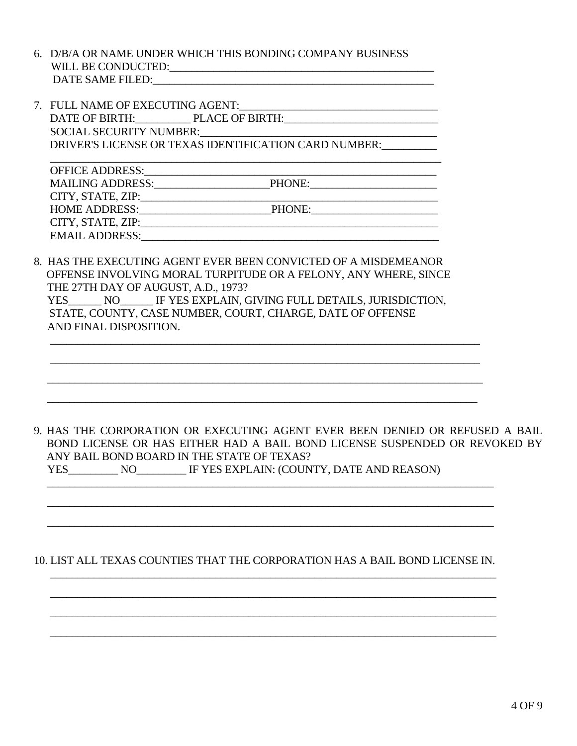6. D/B/A OR NAME UNDER WHICH THIS BONDING COMPANY BUSINESS WILL BE CONDUCTED:_______________________________________________
   DATE SAME FILED:_______________________________________________

7. FULL NAME OF EXECUTING AGENT:_________________________________
   DATE OF BIRTH:_________ PLACE OF BIRTH:_________________________
   SOCIAL SECURITY NUMBER:_______________________________________
   DRIVER'S LICENSE OR TEXAS IDENTIFICATION CARD NUMBER:_________
   ____________________________________________________________________
   OFFICE ADDRESS:______________________________________________
   MAILING ADDRESS:____________________PHONE:______________________
   CITY, STATE, ZIP:______________________________________________
   HOME ADDRESS:_______________________PHONE:______________________
   CITY, STATE, ZIP:______________________________________________
   EMAIL ADDRESS:_______________________________________________

8. HAS THE EXECUTING AGENT EVER BEEN CONVICTED OF A MISDEMEANOR OFFENSE INVOLVING MORAL TURPITUDE OR A FELONY, ANY WHERE, SINCE THE 27TH DAY OF AUGUST, A.D., 1973?
   YES______ NO______ IF YES EXPLAIN, GIVING FULL DETAILS, JURISDICTION, STATE, COUNTY, CASE NUMBER, COURT, CHARGE, DATE OF OFFENSE AND FINAL DISPOSITION.
   ____________________________________________________________________
   ____________________________________________________________________
   ____________________________________________________________________
   ____________________________________________________________________

9. HAS THE CORPORATION OR EXECUTING AGENT EVER BEEN DENIED OR REFUSED A BAIL BOND LICENSE OR HAS EITHER HAD A BAIL BOND LICENSE SUSPENDED OR REVOKED BY ANY BAIL BOND BOARD IN THE STATE OF TEXAS?
   YES_________ NO_________ IF YES EXPLAIN: (COUNTY, DATE AND REASON)
   ____________________________________________________________________
   ____________________________________________________________________
   ____________________________________________________________________

10. LIST ALL TEXAS COUNTIES THAT THE CORPORATION HAS A BAIL BOND LICENSE IN.
    ____________________________________________________________________
    ____________________________________________________________________
    ____________________________________________________________________
    ____________________________________________________________________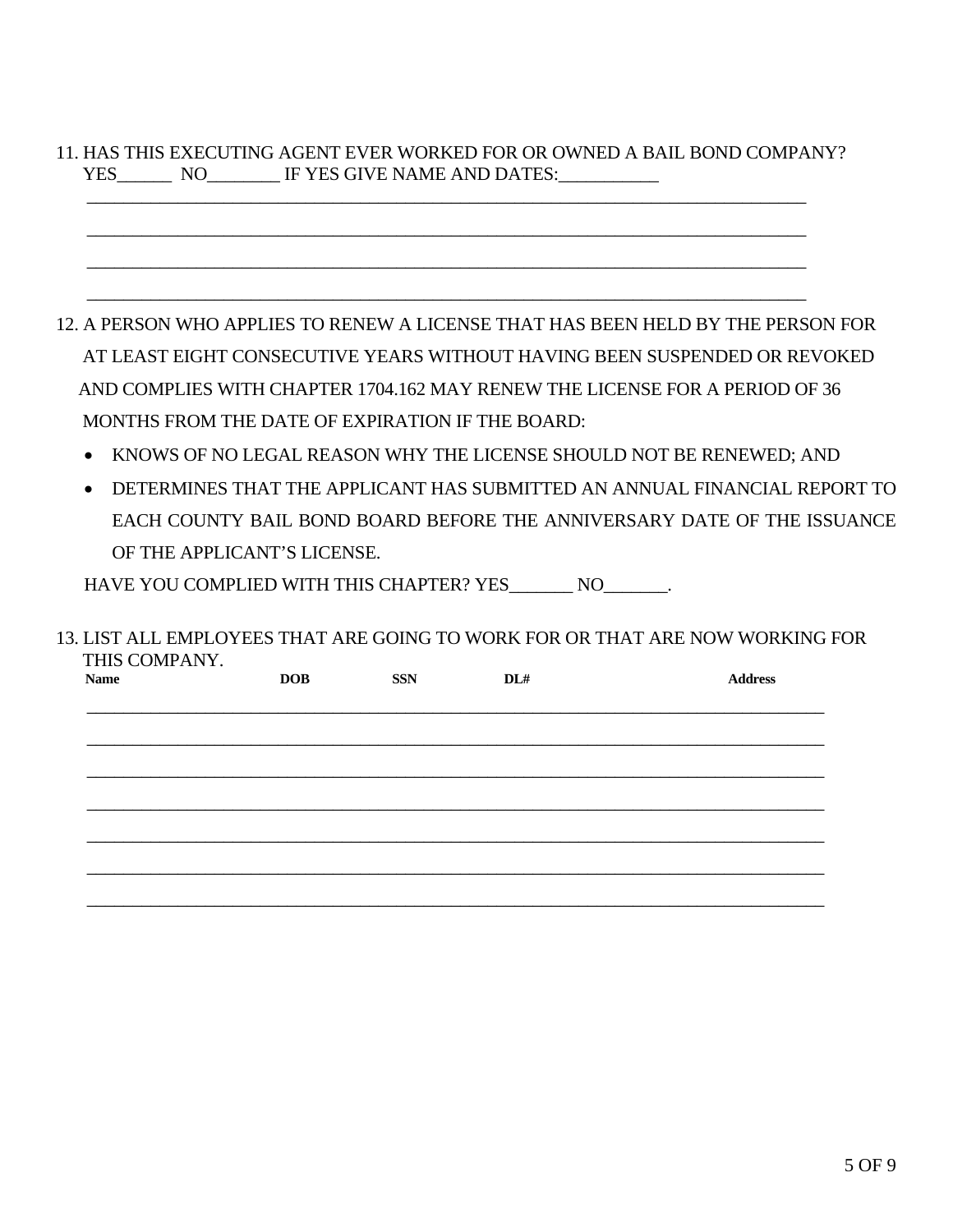11. HAS THIS EXECUTING AGENT EVER WORKED FOR OR OWNED A BAIL BOND COMPANY? YES______ NO________ IF YES GIVE NAME AND DATES:___________

_______________________________________________________________________________

_______________________________________________________________________________

_______________________________________________________________________________

_______________________________________________________________________________

12. A PERSON WHO APPLIES TO RENEW A LICENSE THAT HAS BEEN HELD BY THE PERSON FOR AT LEAST EIGHT CONSECUTIVE YEARS WITHOUT HAVING BEEN SUSPENDED OR REVOKED AND COMPLIES WITH CHAPTER 1704.162 MAY RENEW THE LICENSE FOR A PERIOD OF 36 MONTHS FROM THE DATE OF EXPIRATION IF THE BOARD:

    - KNOWS OF NO LEGAL REASON WHY THE LICENSE SHOULD NOT BE RENEWED; AND
    - DETERMINES THAT THE APPLICANT HAS SUBMITTED AN ANNUAL FINANCIAL REPORT TO EACH COUNTY BAIL BOND BOARD BEFORE THE ANNIVERSARY DATE OF THE ISSUANCE OF THE APPLICANT'S LICENSE.

    HAVE YOU COMPLIED WITH THIS CHAPTER? YES_______ NO_______.

13. LIST ALL EMPLOYEES THAT ARE GOING TO WORK FOR OR THAT ARE NOW WORKING FOR THIS COMPANY.

| Name | DOB | SSN | DL# | Address |
|---|---|---|---|---|
| | | | | |
| | | | | |
| | | | | |
| | | | | |
| | | | | |
| | | | | |
| | | | | |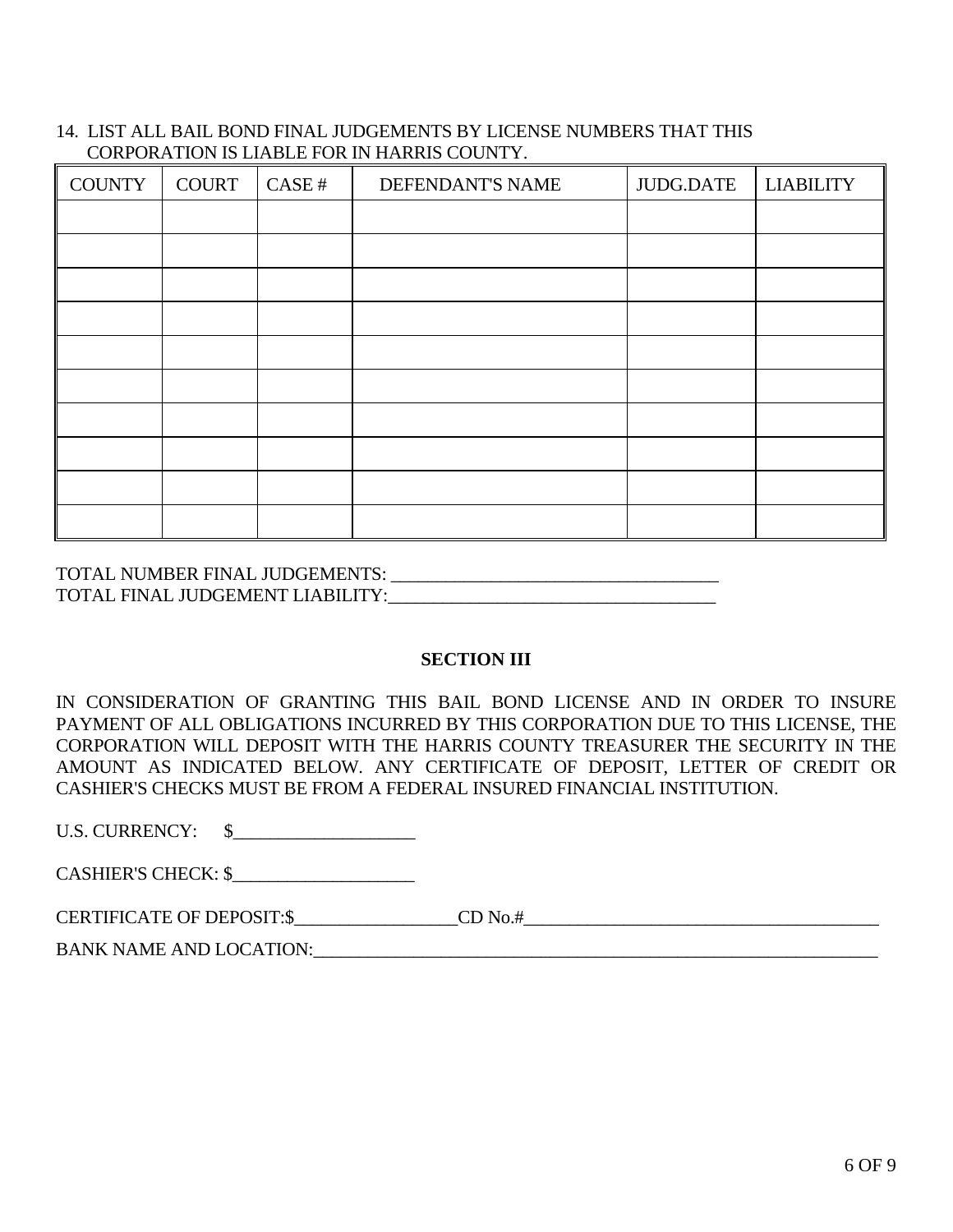14. LIST ALL BAIL BOND FINAL JUDGEMENTS BY LICENSE NUMBERS THAT THIS CORPORATION IS LIABLE FOR IN HARRIS COUNTY.

| COUNTY | COURT | CASE # | DEFENDANT'S NAME | JUDG.DATE | LIABILITY |
|---|---|---|---|---|---|
| | | | | | |
| | | | | | |
| | | | | | |
| | | | | | |
| | | | | | |
| | | | | | |
| | | | | | |
| | | | | | |
| | | | | | |
| | | | | | |

TOTAL NUMBER FINAL JUDGEMENTS: ___________________________________
TOTAL FINAL JUDGEMENT LIABILITY:___________________________________

**SECTION III**

IN CONSIDERATION OF GRANTING THIS BAIL BOND LICENSE AND IN ORDER TO INSURE PAYMENT OF ALL OBLIGATIONS INCURRED BY THIS CORPORATION DUE TO THIS LICENSE, THE CORPORATION WILL DEPOSIT WITH THE HARRIS COUNTY TREASURER THE SECURITY IN THE AMOUNT AS INDICATED BELOW. ANY CERTIFICATE OF DEPOSIT, LETTER OF CREDIT OR CASHIER'S CHECKS MUST BE FROM A FEDERAL INSURED FINANCIAL INSTITUTION.

U.S. CURRENCY: $____________________

CASHIER'S CHECK: $____________________

CERTIFICATE OF DEPOSIT:$_________________CD No.#_____________________________________

BANK NAME AND LOCATION:_______________________________________________________________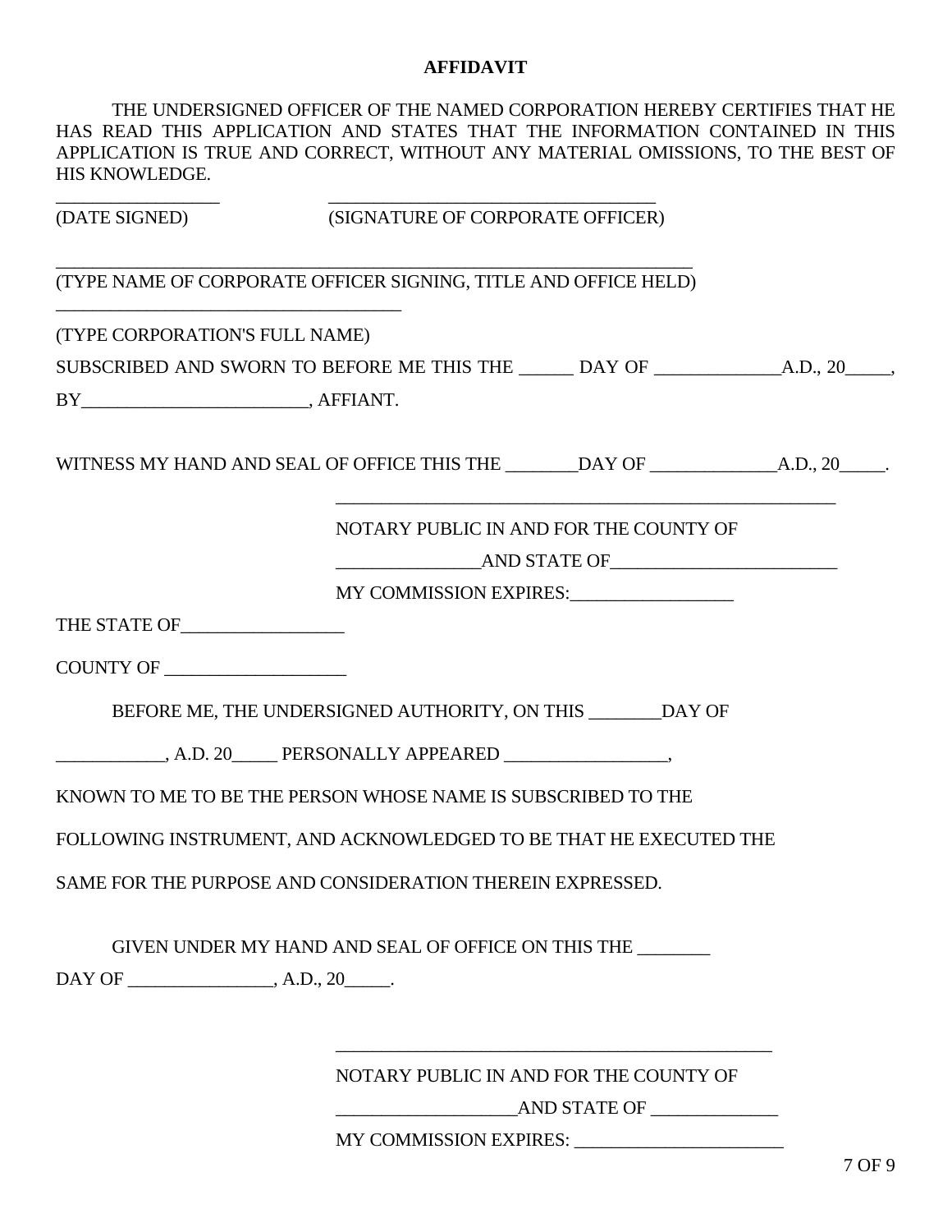# AFFIDAVIT

THE UNDERSIGNED OFFICER OF THE NAMED CORPORATION HEREBY CERTIFIES THAT HE HAS READ THIS APPLICATION AND STATES THAT THE INFORMATION CONTAINED IN THIS APPLICATION IS TRUE AND CORRECT, WITHOUT ANY MATERIAL OMISSIONS, TO THE BEST OF HIS KNOWLEDGE.

_________________ ____________________________________
(DATE SIGNED) (SIGNATURE OF CORPORATE OFFICER)

______________________________________________________________________
(TYPE NAME OF CORPORATE OFFICER SIGNING, TITLE AND OFFICE HELD)

______________________________________
(TYPE CORPORATION'S FULL NAME)

SUBSCRIBED AND SWORN TO BEFORE ME THIS THE ______ DAY OF ______________A.D., 20_____,

BY_________________________, AFFIANT.

WITNESS MY HAND AND SEAL OF OFFICE THIS THE ________DAY OF ______________A.D., 20_____.

_______________________________________________________

NOTARY PUBLIC IN AND FOR THE COUNTY OF

________________AND STATE OF_________________________

MY COMMISSION EXPIRES:__________________

THE STATE OF__________________

COUNTY OF ____________________

BEFORE ME, THE UNDERSIGNED AUTHORITY, ON THIS ________DAY OF

____________, A.D. 20_____ PERSONALLY APPEARED __________________,

KNOWN TO ME TO BE THE PERSON WHOSE NAME IS SUBSCRIBED TO THE

FOLLOWING INSTRUMENT, AND ACKNOWLEDGED TO BE THAT HE EXECUTED THE

SAME FOR THE PURPOSE AND CONSIDERATION THEREIN EXPRESSED.

GIVEN UNDER MY HAND AND SEAL OF OFFICE ON THIS THE ________

DAY OF ________________, A.D., 20_____.

________________________________________________

NOTARY PUBLIC IN AND FOR THE COUNTY OF

____________________AND STATE OF ______________

MY COMMISSION EXPIRES: _______________________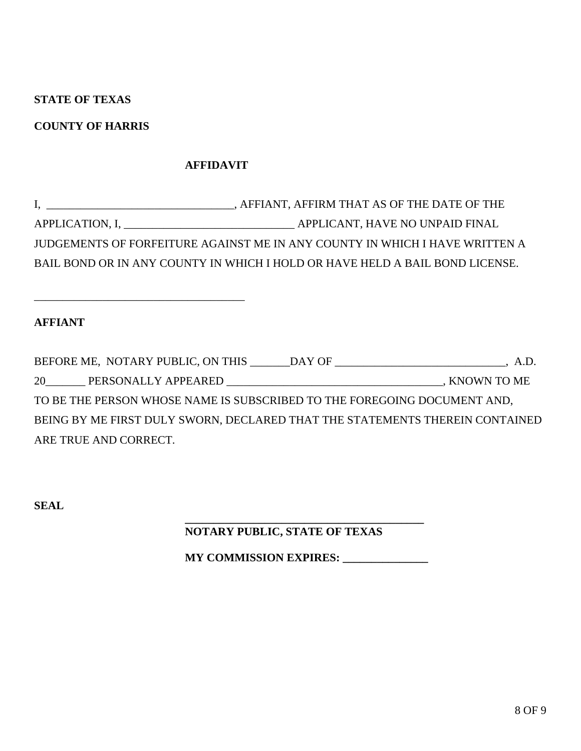**STATE OF TEXAS**

**COUNTY OF HARRIS**

**AFFIDAVIT**

I, ________________________________, AFFIANT, AFFIRM THAT AS OF THE DATE OF THE APPLICATION, I, ______________________________ APPLICANT, HAVE NO UNPAID FINAL JUDGEMENTS OF FORFEITURE AGAINST ME IN ANY COUNTY IN WHICH I HAVE WRITTEN A BAIL BOND OR IN ANY COUNTY IN WHICH I HOLD OR HAVE HELD A BAIL BOND LICENSE.

_____________________________________

**AFFIANT**

BEFORE ME, NOTARY PUBLIC, ON THIS _______DAY OF ______________________________, A.D. 20_______ PERSONALLY APPEARED _____________________________________, KNOWN TO ME TO BE THE PERSON WHOSE NAME IS SUBSCRIBED TO THE FOREGOING DOCUMENT AND, BEING BY ME FIRST DULY SWORN, DECLARED THAT THE STATEMENTS THEREIN CONTAINED ARE TRUE AND CORRECT.

**SEAL**

__________________________________________

**NOTARY PUBLIC, STATE OF TEXAS**

**MY COMMISSION EXPIRES: _______________**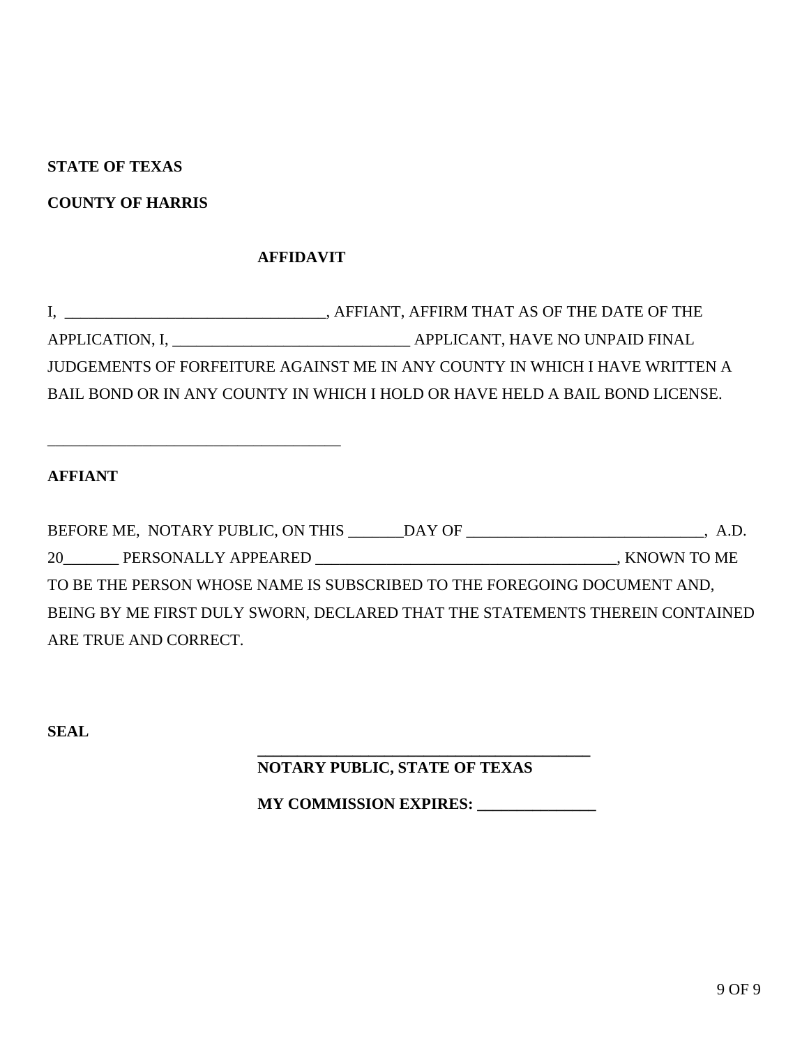**STATE OF TEXAS**

**COUNTY OF HARRIS**

**AFFIDAVIT**

I, _________________________________, AFFIANT, AFFIRM THAT AS OF THE DATE OF THE APPLICATION, I, ______________________________ APPLICANT, HAVE NO UNPAID FINAL JUDGEMENTS OF FORFEITURE AGAINST ME IN ANY COUNTY IN WHICH I HAVE WRITTEN A BAIL BOND OR IN ANY COUNTY IN WHICH I HOLD OR HAVE HELD A BAIL BOND LICENSE.

_____________________________________

**AFFIANT**

BEFORE ME, NOTARY PUBLIC, ON THIS _______DAY OF ______________________________, A.D. 20_______ PERSONALLY APPEARED ______________________________________, KNOWN TO ME TO BE THE PERSON WHOSE NAME IS SUBSCRIBED TO THE FOREGOING DOCUMENT AND, BEING BY ME FIRST DULY SWORN, DECLARED THAT THE STATEMENTS THEREIN CONTAINED ARE TRUE AND CORRECT.

**SEAL**

__________________________________________

**NOTARY PUBLIC, STATE OF TEXAS**

**MY COMMISSION EXPIRES: _______________**